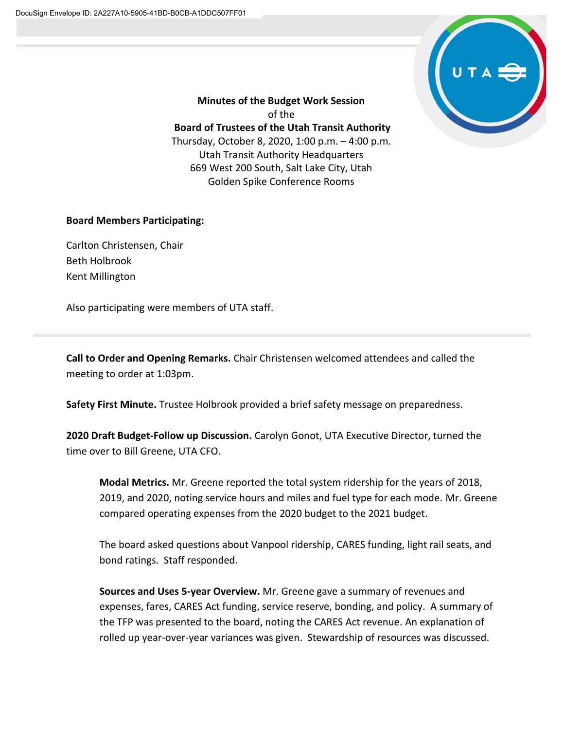**Minutes of the Budget Work Session**
of the
**Board of Trustees of the Utah Transit Authority**
Thursday, October 8, 2020, 1:00 p.m. – 4:00 p.m.
Utah Transit Authority Headquarters
669 West 200 South, Salt Lake City, Utah
Golden Spike Conference Rooms

**Board Members Participating:**

Carlton Christensen, Chair
Beth Holbrook
Kent Millington

Also participating were members of UTA staff.

---

**Call to Order and Opening Remarks.** Chair Christensen welcomed attendees and called the meeting to order at 1:03pm.

**Safety First Minute.** Trustee Holbrook provided a brief safety message on preparedness.

**2020 Draft Budget-Follow up Discussion.** Carolyn Gonot, UTA Executive Director, turned the time over to Bill Greene, UTA CFO.

> **Modal Metrics.** Mr. Greene reported the total system ridership for the years of 2018, 2019, and 2020, noting service hours and miles and fuel type for each mode. Mr. Greene compared operating expenses from the 2020 budget to the 2021 budget.
>
> The board asked questions about Vanpool ridership, CARES funding, light rail seats, and bond ratings. Staff responded.
>
> **Sources and Uses 5-year Overview.** Mr. Greene gave a summary of revenues and expenses, fares, CARES Act funding, service reserve, bonding, and policy. A summary of the TFP was presented to the board, noting the CARES Act revenue. An explanation of rolled up year-over-year variances was given. Stewardship of resources was discussed.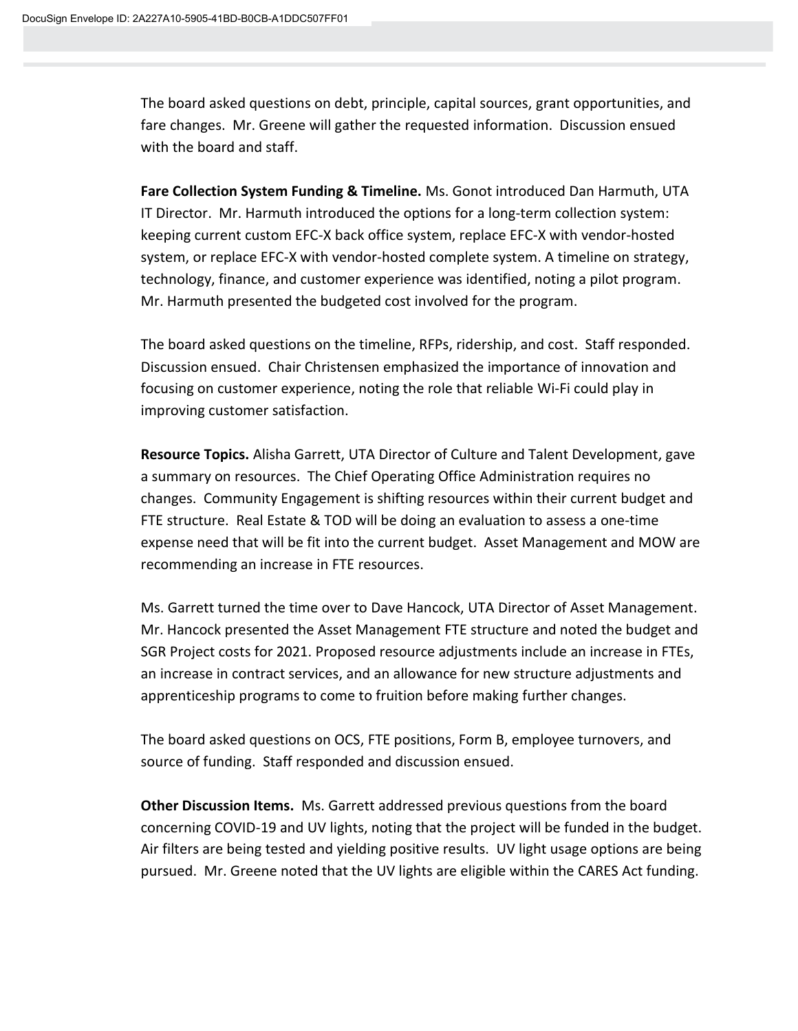The board asked questions on debt, principle, capital sources, grant opportunities, and fare changes. Mr. Greene will gather the requested information. Discussion ensued with the board and staff.

**Fare Collection System Funding & Timeline.** Ms. Gonot introduced Dan Harmuth, UTA IT Director. Mr. Harmuth introduced the options for a long-term collection system: keeping current custom EFC-X back office system, replace EFC-X with vendor-hosted system, or replace EFC-X with vendor-hosted complete system. A timeline on strategy, technology, finance, and customer experience was identified, noting a pilot program. Mr. Harmuth presented the budgeted cost involved for the program.

The board asked questions on the timeline, RFPs, ridership, and cost. Staff responded. Discussion ensued. Chair Christensen emphasized the importance of innovation and focusing on customer experience, noting the role that reliable Wi-Fi could play in improving customer satisfaction.

**Resource Topics.** Alisha Garrett, UTA Director of Culture and Talent Development, gave a summary on resources. The Chief Operating Office Administration requires no changes. Community Engagement is shifting resources within their current budget and FTE structure. Real Estate & TOD will be doing an evaluation to assess a one-time expense need that will be fit into the current budget. Asset Management and MOW are recommending an increase in FTE resources.

Ms. Garrett turned the time over to Dave Hancock, UTA Director of Asset Management. Mr. Hancock presented the Asset Management FTE structure and noted the budget and SGR Project costs for 2021. Proposed resource adjustments include an increase in FTEs, an increase in contract services, and an allowance for new structure adjustments and apprenticeship programs to come to fruition before making further changes.

The board asked questions on OCS, FTE positions, Form B, employee turnovers, and source of funding. Staff responded and discussion ensued.

**Other Discussion Items.** Ms. Garrett addressed previous questions from the board concerning COVID-19 and UV lights, noting that the project will be funded in the budget. Air filters are being tested and yielding positive results. UV light usage options are being pursued. Mr. Greene noted that the UV lights are eligible within the CARES Act funding.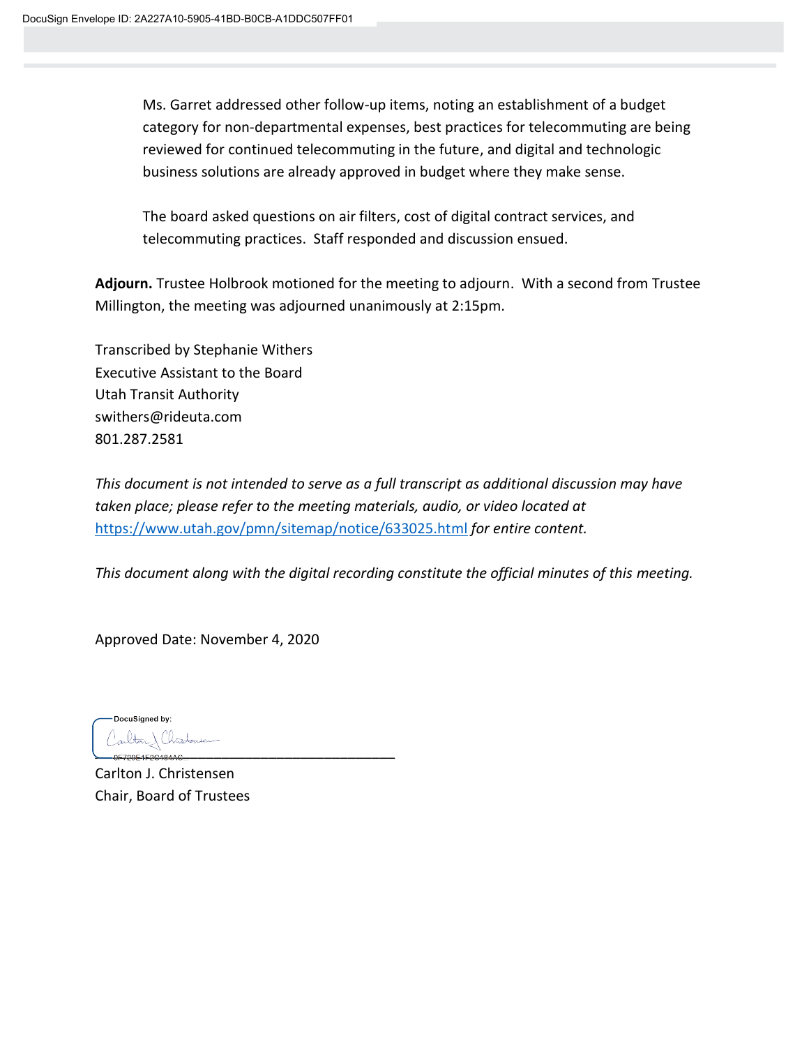Ms. Garret addressed other follow-up items, noting an establishment of a budget category for non-departmental expenses, best practices for telecommuting are being reviewed for continued telecommuting in the future, and digital and technologic business solutions are already approved in budget where they make sense.

The board asked questions on air filters, cost of digital contract services, and telecommuting practices. Staff responded and discussion ensued.

**Adjourn.** Trustee Holbrook motioned for the meeting to adjourn. With a second from Trustee Millington, the meeting was adjourned unanimously at 2:15pm.

Transcribed by Stephanie Withers
Executive Assistant to the Board
Utah Transit Authority
swithers@rideuta.com
801.287.2581

*This document is not intended to serve as a full transcript as additional discussion may have taken place; please refer to the meeting materials, audio, or video located at* https://www.utah.gov/pmn/sitemap/notice/633025.html *for entire content.*

*This document along with the digital recording constitute the official minutes of this meeting.*

Approved Date: November 4, 2020

DocuSigned by:

0F720E1F2C184AC

Carlton J. Christensen
Chair, Board of Trustees